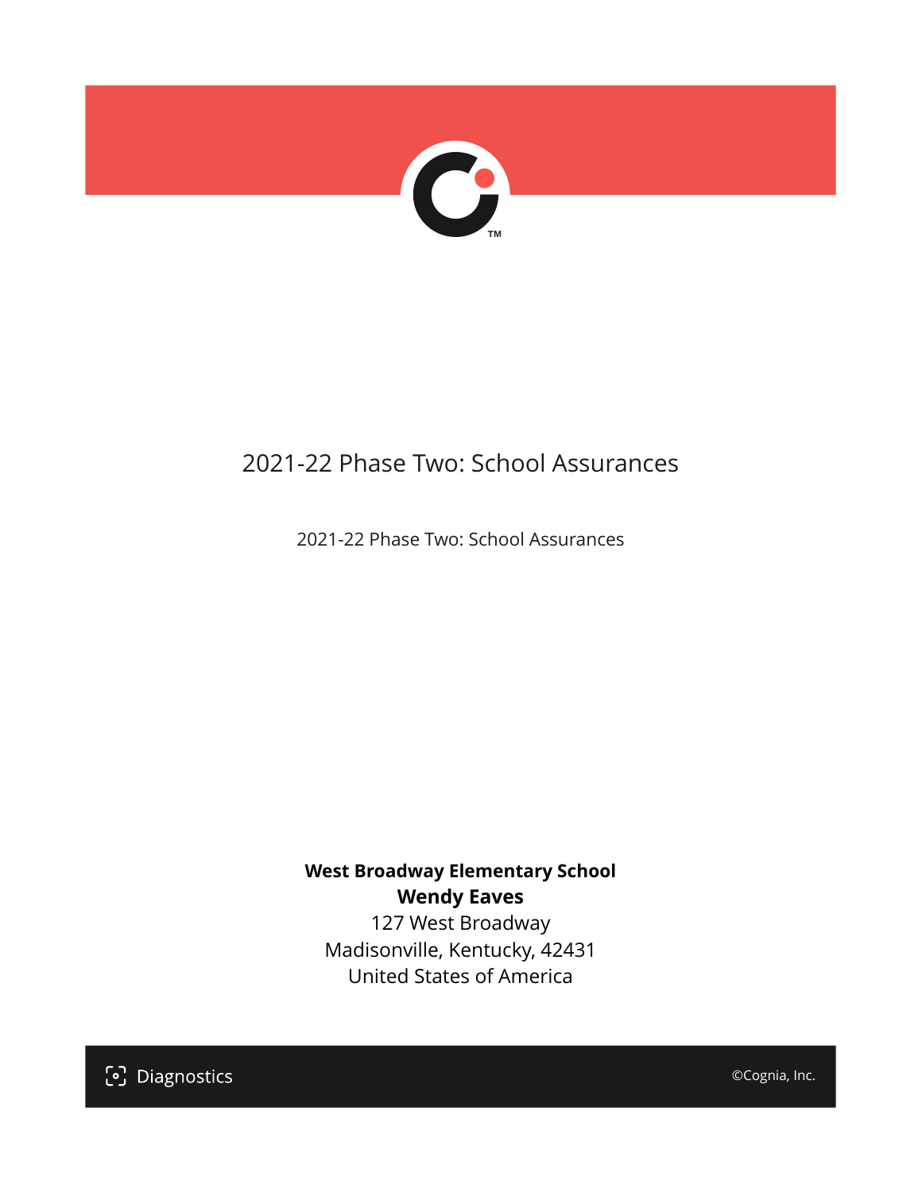# 2021-22 Phase Two: School Assurances

2021-22 Phase Two: School Assurances

**West Broadway Elementary School**
**Wendy Eaves**
127 West Broadway
Madisonville, Kentucky, 42431
United States of America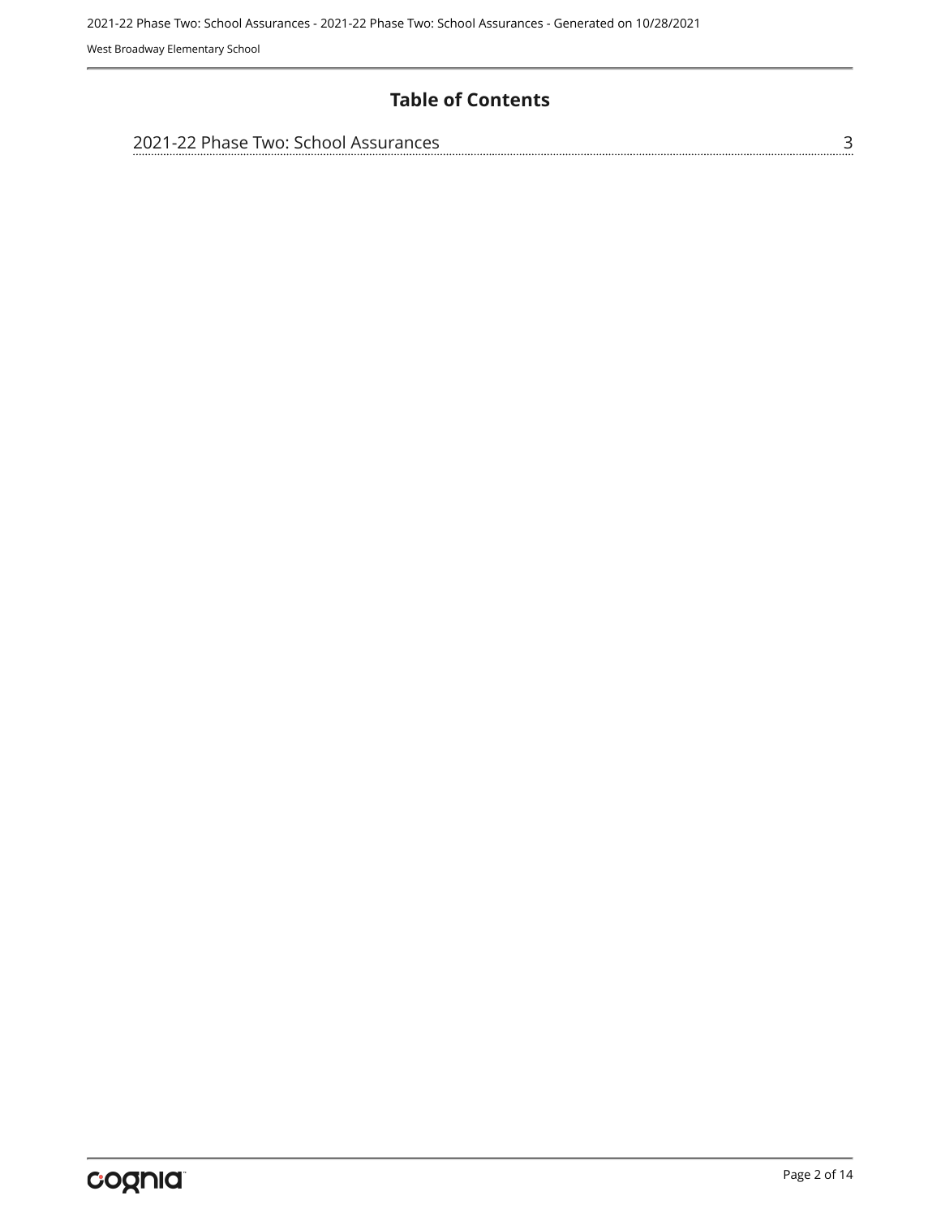# Table of Contents

2021-22 Phase Two: School Assurances ........ 3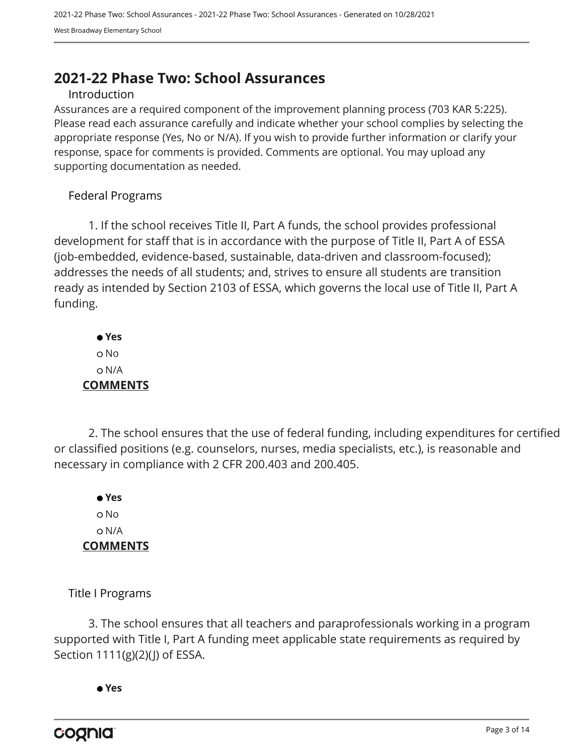# 2021-22 Phase Two: School Assurances

## Introduction

Assurances are a required component of the improvement planning process (703 KAR 5:225). Please read each assurance carefully and indicate whether your school complies by selecting the appropriate response (Yes, No or N/A). If you wish to provide further information or clarify your response, space for comments is provided. Comments are optional. You may upload any supporting documentation as needed.

## Federal Programs

1. If the school receives Title II, Part A funds, the school provides professional development for staff that is in accordance with the purpose of Title II, Part A of ESSA (job-embedded, evidence-based, sustainable, data-driven and classroom-focused); addresses the needs of all students; and, strives to ensure all students are transition ready as intended by Section 2103 of ESSA, which governs the local use of Title II, Part A funding.

- ● **Yes**
- ○ No
- ○ N/A

**COMMENTS**

2. The school ensures that the use of federal funding, including expenditures for certified or classified positions (e.g. counselors, nurses, media specialists, etc.), is reasonable and necessary in compliance with 2 CFR 200.403 and 200.405.

- ● **Yes**
- ○ No
- ○ N/A

**COMMENTS**

## Title I Programs

3. The school ensures that all teachers and paraprofessionals working in a program supported with Title I, Part A funding meet applicable state requirements as required by Section 1111(g)(2)(J) of ESSA.

- ● **Yes**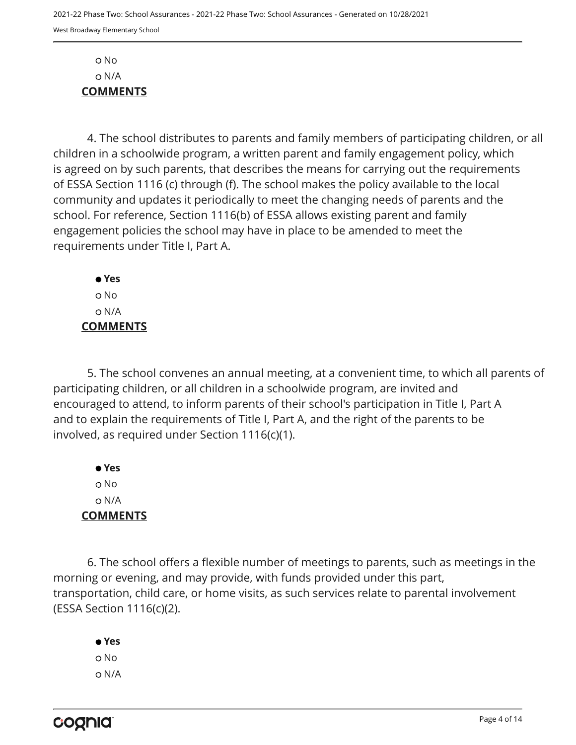○ No

○ N/A

**COMMENTS**

4. The school distributes to parents and family members of participating children, or all children in a schoolwide program, a written parent and family engagement policy, which is agreed on by such parents, that describes the means for carrying out the requirements of ESSA Section 1116 (c) through (f). The school makes the policy available to the local community and updates it periodically to meet the changing needs of parents and the school. For reference, Section 1116(b) of ESSA allows existing parent and family engagement policies the school may have in place to be amended to meet the requirements under Title I, Part A.

● **Yes**

○ No

○ N/A

**COMMENTS**

5. The school convenes an annual meeting, at a convenient time, to which all parents of participating children, or all children in a schoolwide program, are invited and encouraged to attend, to inform parents of their school's participation in Title I, Part A and to explain the requirements of Title I, Part A, and the right of the parents to be involved, as required under Section 1116(c)(1).

● **Yes**

○ No

○ N/A

**COMMENTS**

6. The school offers a flexible number of meetings to parents, such as meetings in the morning or evening, and may provide, with funds provided under this part, transportation, child care, or home visits, as such services relate to parental involvement (ESSA Section 1116(c)(2).

● **Yes**

○ No

○ N/A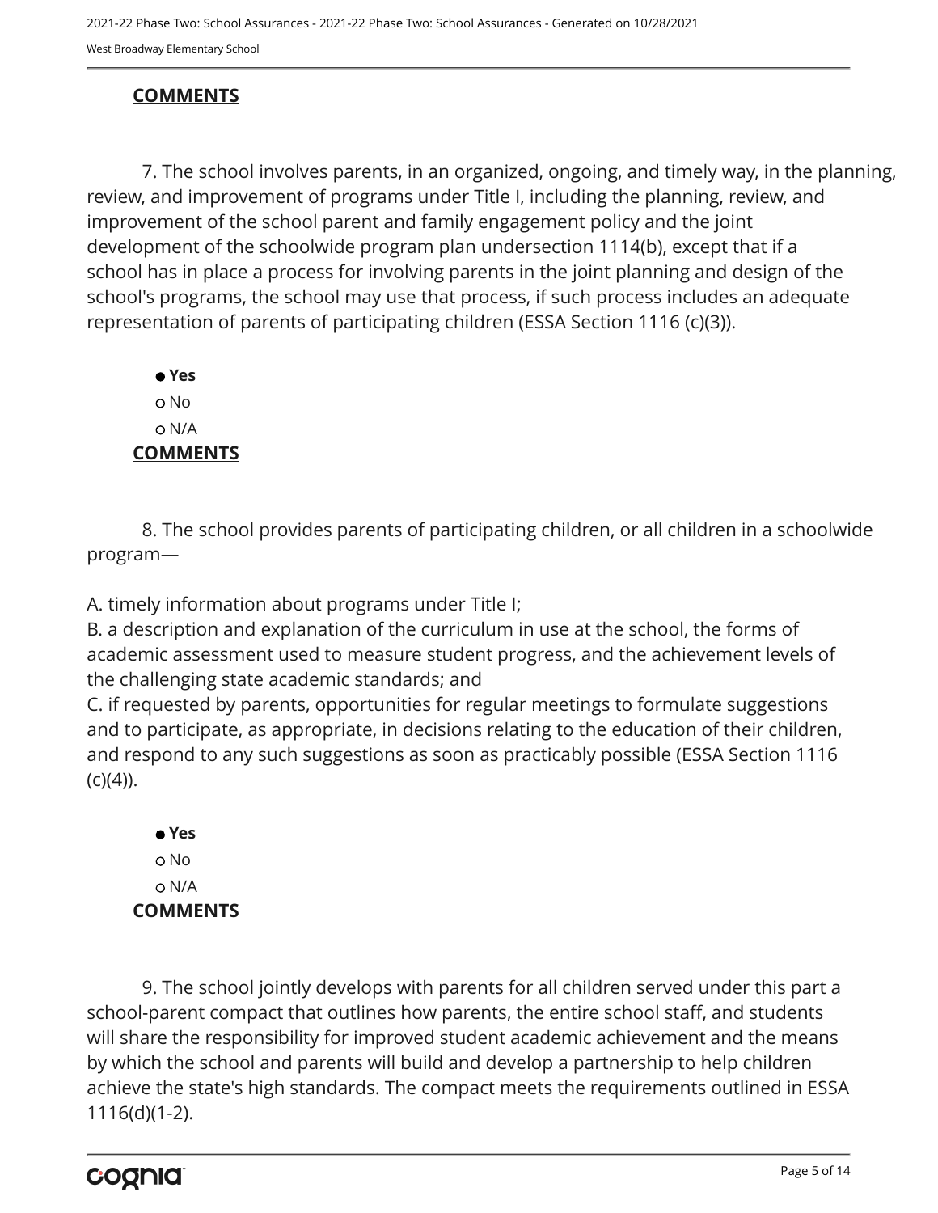**COMMENTS**

7. The school involves parents, in an organized, ongoing, and timely way, in the planning, review, and improvement of programs under Title I, including the planning, review, and improvement of the school parent and family engagement policy and the joint development of the schoolwide program plan undersection 1114(b), except that if a school has in place a process for involving parents in the joint planning and design of the school's programs, the school may use that process, if such process includes an adequate representation of parents of participating children (ESSA Section 1116 (c)(3)).

- ● **Yes**
- ○ No
- ○ N/A

**COMMENTS**

8. The school provides parents of participating children, or all children in a schoolwide program—

A. timely information about programs under Title I;
B. a description and explanation of the curriculum in use at the school, the forms of academic assessment used to measure student progress, and the achievement levels of the challenging state academic standards; and
C. if requested by parents, opportunities for regular meetings to formulate suggestions and to participate, as appropriate, in decisions relating to the education of their children, and respond to any such suggestions as soon as practicably possible (ESSA Section 1116 (c)(4)).

- ● **Yes**
- ○ No
- ○ N/A

**COMMENTS**

9. The school jointly develops with parents for all children served under this part a school-parent compact that outlines how parents, the entire school staff, and students will share the responsibility for improved student academic achievement and the means by which the school and parents will build and develop a partnership to help children achieve the state's high standards. The compact meets the requirements outlined in ESSA 1116(d)(1-2).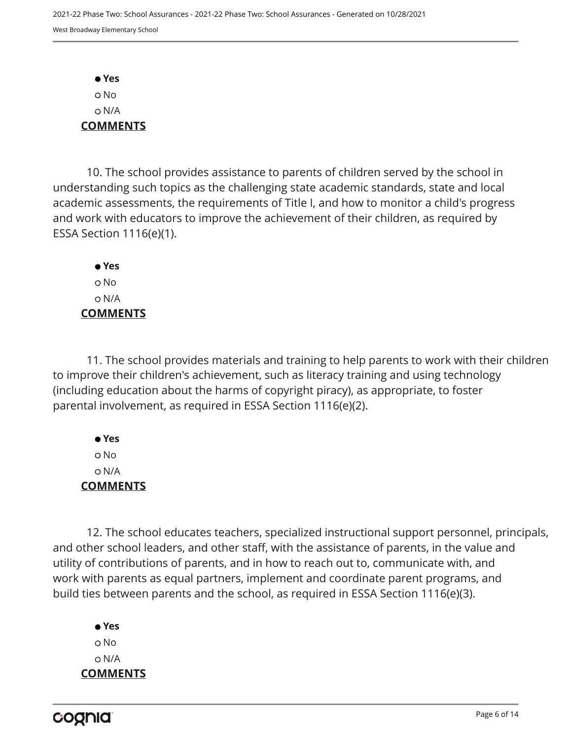- **Yes**
- No
- N/A

**COMMENTS**

10. The school provides assistance to parents of children served by the school in understanding such topics as the challenging state academic standards, state and local academic assessments, the requirements of Title I, and how to monitor a child's progress and work with educators to improve the achievement of their children, as required by ESSA Section 1116(e)(1).

- **Yes**
- No
- N/A

**COMMENTS**

11. The school provides materials and training to help parents to work with their children to improve their children's achievement, such as literacy training and using technology (including education about the harms of copyright piracy), as appropriate, to foster parental involvement, as required in ESSA Section 1116(e)(2).

- **Yes**
- No
- N/A

**COMMENTS**

12. The school educates teachers, specialized instructional support personnel, principals, and other school leaders, and other staff, with the assistance of parents, in the value and utility of contributions of parents, and in how to reach out to, communicate with, and work with parents as equal partners, implement and coordinate parent programs, and build ties between parents and the school, as required in ESSA Section 1116(e)(3).

- **Yes**
- No
- N/A

**COMMENTS**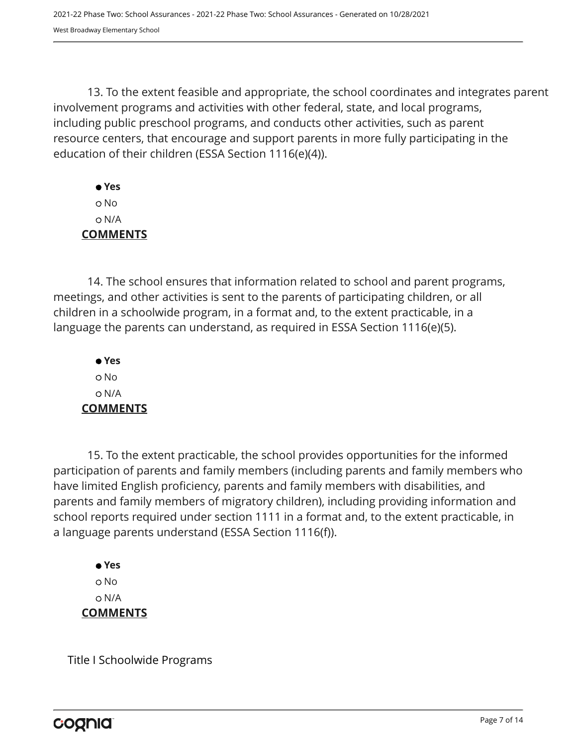13. To the extent feasible and appropriate, the school coordinates and integrates parent involvement programs and activities with other federal, state, and local programs, including public preschool programs, and conducts other activities, such as parent resource centers, that encourage and support parents in more fully participating in the education of their children (ESSA Section 1116(e)(4)).

● **Yes**
○ No
○ N/A

**COMMENTS**

14. The school ensures that information related to school and parent programs, meetings, and other activities is sent to the parents of participating children, or all children in a schoolwide program, in a format and, to the extent practicable, in a language the parents can understand, as required in ESSA Section 1116(e)(5).

● **Yes**
○ No
○ N/A

**COMMENTS**

15. To the extent practicable, the school provides opportunities for the informed participation of parents and family members (including parents and family members who have limited English proficiency, parents and family members with disabilities, and parents and family members of migratory children), including providing information and school reports required under section 1111 in a format and, to the extent practicable, in a language parents understand (ESSA Section 1116(f)).

● **Yes**
○ No
○ N/A

**COMMENTS**

Title I Schoolwide Programs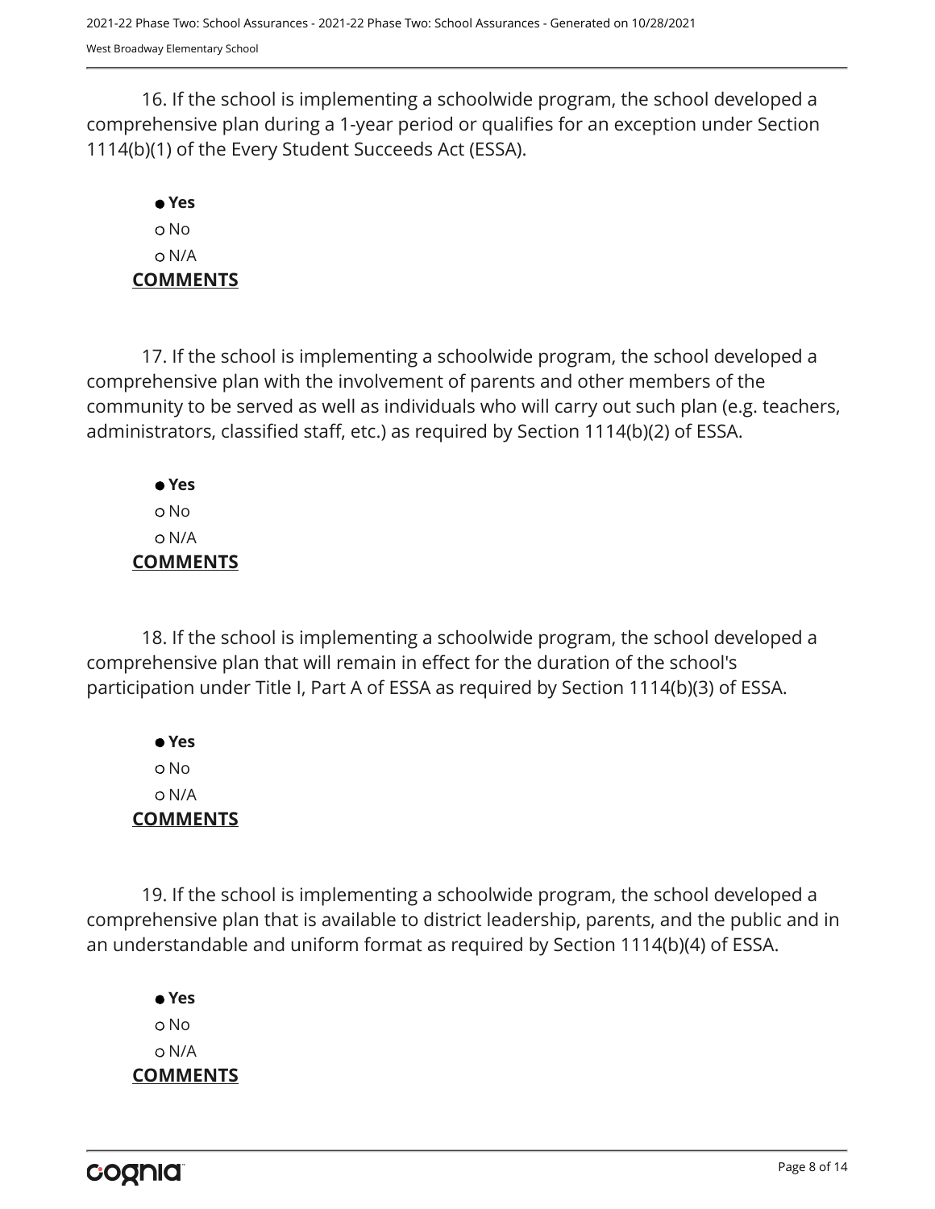16. If the school is implementing a schoolwide program, the school developed a comprehensive plan during a 1-year period or qualifies for an exception under Section 1114(b)(1) of the Every Student Succeeds Act (ESSA).

- ● **Yes**
- ○ No
- ○ N/A

**COMMENTS**

17. If the school is implementing a schoolwide program, the school developed a comprehensive plan with the involvement of parents and other members of the community to be served as well as individuals who will carry out such plan (e.g. teachers, administrators, classified staff, etc.) as required by Section 1114(b)(2) of ESSA.

- ● **Yes**
- ○ No
- ○ N/A

**COMMENTS**

18. If the school is implementing a schoolwide program, the school developed a comprehensive plan that will remain in effect for the duration of the school's participation under Title I, Part A of ESSA as required by Section 1114(b)(3) of ESSA.

- ● **Yes**
- ○ No
- ○ N/A

**COMMENTS**

19. If the school is implementing a schoolwide program, the school developed a comprehensive plan that is available to district leadership, parents, and the public and in an understandable and uniform format as required by Section 1114(b)(4) of ESSA.

- ● **Yes**
- ○ No
- ○ N/A

**COMMENTS**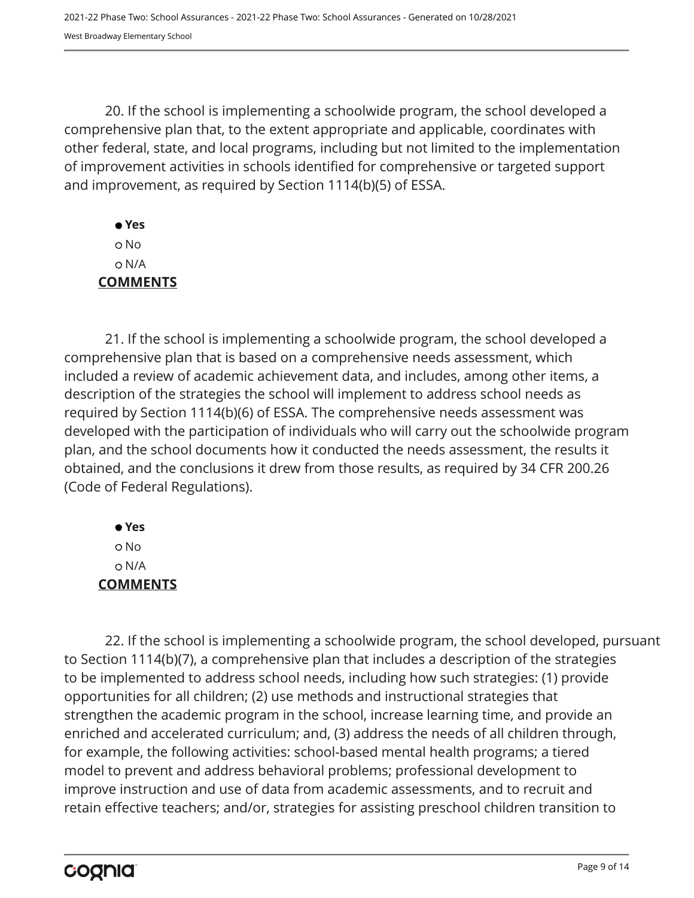20. If the school is implementing a schoolwide program, the school developed a comprehensive plan that, to the extent appropriate and applicable, coordinates with other federal, state, and local programs, including but not limited to the implementation of improvement activities in schools identified for comprehensive or targeted support and improvement, as required by Section 1114(b)(5) of ESSA.

- ● **Yes**
- ○ No
- ○ N/A

**COMMENTS**

21. If the school is implementing a schoolwide program, the school developed a comprehensive plan that is based on a comprehensive needs assessment, which included a review of academic achievement data, and includes, among other items, a description of the strategies the school will implement to address school needs as required by Section 1114(b)(6) of ESSA. The comprehensive needs assessment was developed with the participation of individuals who will carry out the schoolwide program plan, and the school documents how it conducted the needs assessment, the results it obtained, and the conclusions it drew from those results, as required by 34 CFR 200.26 (Code of Federal Regulations).

- ● **Yes**
- ○ No
- ○ N/A

**COMMENTS**

22. If the school is implementing a schoolwide program, the school developed, pursuant to Section 1114(b)(7), a comprehensive plan that includes a description of the strategies to be implemented to address school needs, including how such strategies: (1) provide opportunities for all children; (2) use methods and instructional strategies that strengthen the academic program in the school, increase learning time, and provide an enriched and accelerated curriculum; and, (3) address the needs of all children through, for example, the following activities: school-based mental health programs; a tiered model to prevent and address behavioral problems; professional development to improve instruction and use of data from academic assessments, and to recruit and retain effective teachers; and/or, strategies for assisting preschool children transition to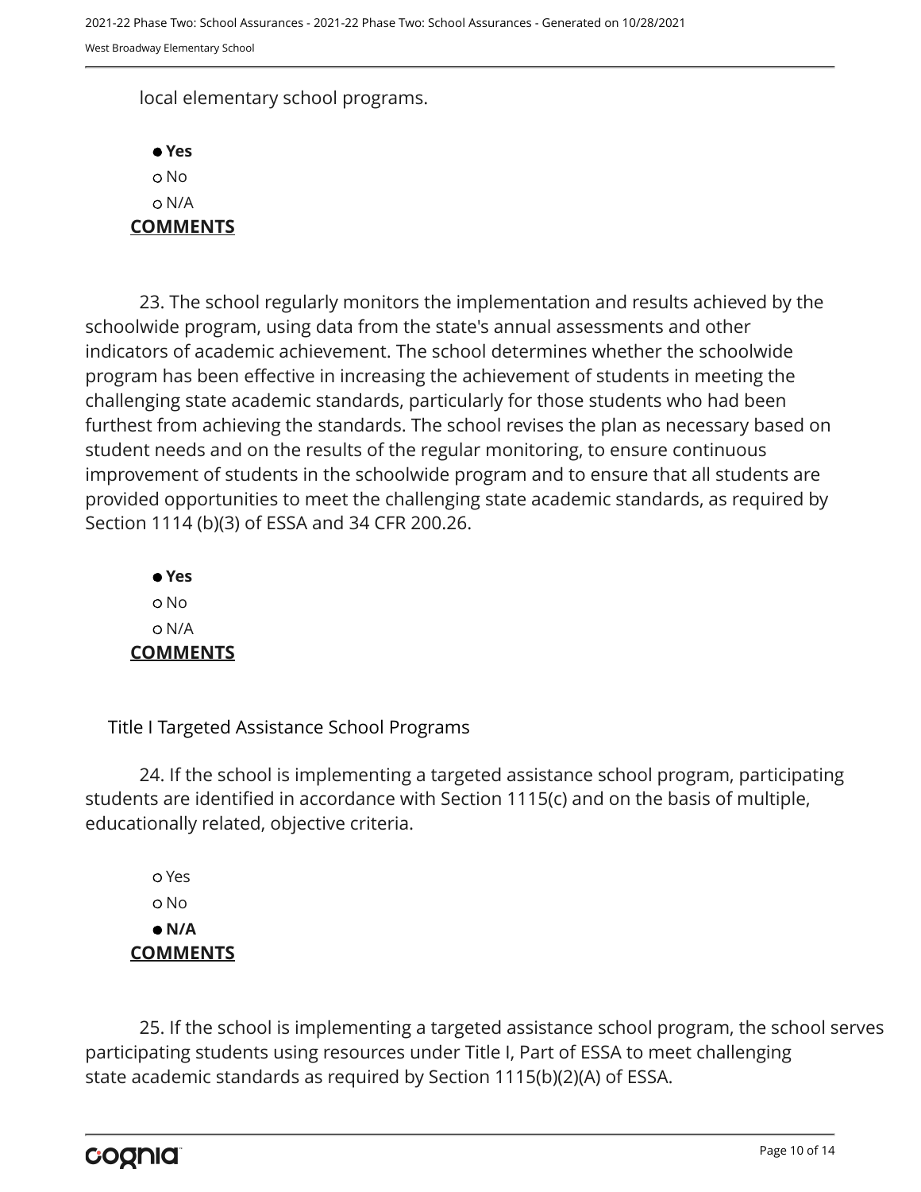local elementary school programs.

- **Yes**
- No
- N/A

**COMMENTS**

23. The school regularly monitors the implementation and results achieved by the schoolwide program, using data from the state's annual assessments and other indicators of academic achievement. The school determines whether the schoolwide program has been effective in increasing the achievement of students in meeting the challenging state academic standards, particularly for those students who had been furthest from achieving the standards. The school revises the plan as necessary based on student needs and on the results of the regular monitoring, to ensure continuous improvement of students in the schoolwide program and to ensure that all students are provided opportunities to meet the challenging state academic standards, as required by Section 1114 (b)(3) of ESSA and 34 CFR 200.26.

- **Yes**
- No
- N/A

**COMMENTS**

Title I Targeted Assistance School Programs

24. If the school is implementing a targeted assistance school program, participating students are identified in accordance with Section 1115(c) and on the basis of multiple, educationally related, objective criteria.

- Yes
- No
- **N/A**

**COMMENTS**

25. If the school is implementing a targeted assistance school program, the school serves participating students using resources under Title I, Part of ESSA to meet challenging state academic standards as required by Section 1115(b)(2)(A) of ESSA.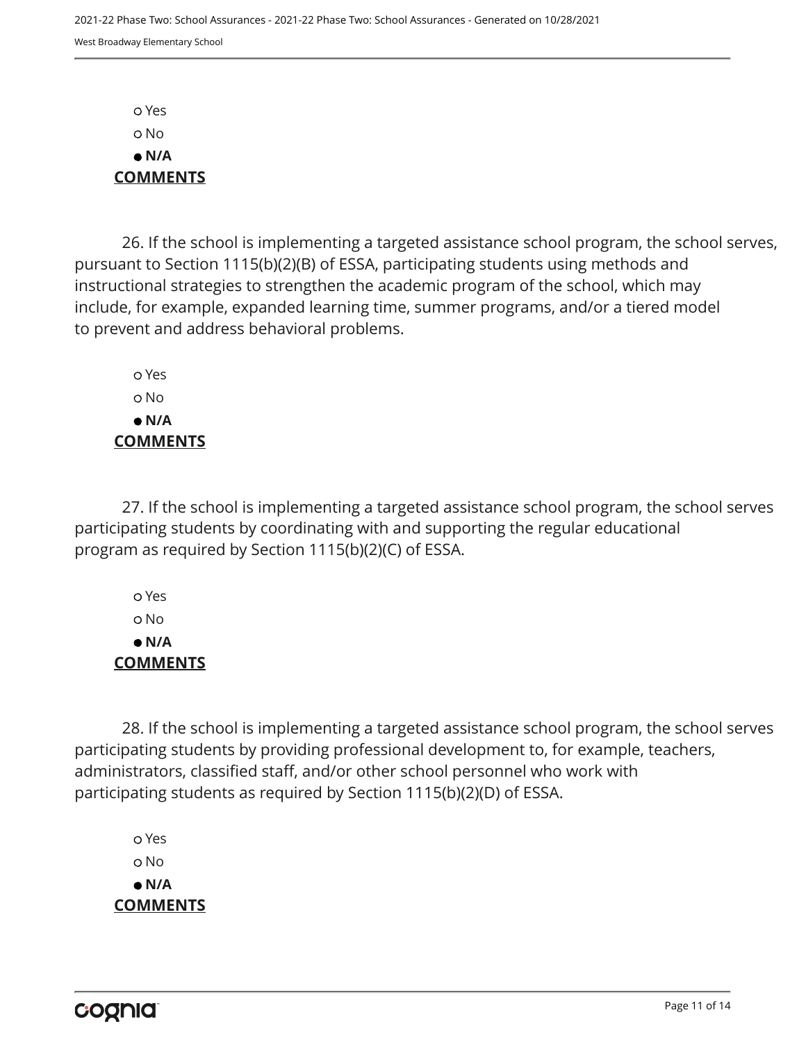- ○ Yes
- ○ No
- ● **N/A**

**COMMENTS**

26. If the school is implementing a targeted assistance school program, the school serves, pursuant to Section 1115(b)(2)(B) of ESSA, participating students using methods and instructional strategies to strengthen the academic program of the school, which may include, for example, expanded learning time, summer programs, and/or a tiered model to prevent and address behavioral problems.

- ○ Yes
- ○ No
- ● **N/A**

**COMMENTS**

27. If the school is implementing a targeted assistance school program, the school serves participating students by coordinating with and supporting the regular educational program as required by Section 1115(b)(2)(C) of ESSA.

- ○ Yes
- ○ No
- ● **N/A**

**COMMENTS**

28. If the school is implementing a targeted assistance school program, the school serves participating students by providing professional development to, for example, teachers, administrators, classified staff, and/or other school personnel who work with participating students as required by Section 1115(b)(2)(D) of ESSA.

- ○ Yes
- ○ No
- ● **N/A**

**COMMENTS**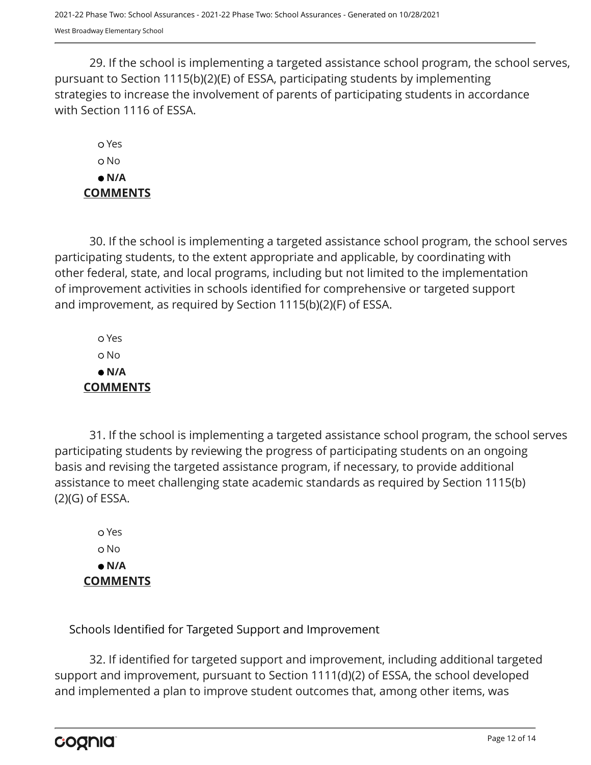29. If the school is implementing a targeted assistance school program, the school serves, pursuant to Section 1115(b)(2)(E) of ESSA, participating students by implementing strategies to increase the involvement of parents of participating students in accordance with Section 1116 of ESSA.

- ○ Yes
- ○ No
- ● **N/A**

**COMMENTS**

30. If the school is implementing a targeted assistance school program, the school serves participating students, to the extent appropriate and applicable, by coordinating with other federal, state, and local programs, including but not limited to the implementation of improvement activities in schools identified for comprehensive or targeted support and improvement, as required by Section 1115(b)(2)(F) of ESSA.

- ○ Yes
- ○ No
- ● **N/A**

**COMMENTS**

31. If the school is implementing a targeted assistance school program, the school serves participating students by reviewing the progress of participating students on an ongoing basis and revising the targeted assistance program, if necessary, to provide additional assistance to meet challenging state academic standards as required by Section 1115(b)(2)(G) of ESSA.

- ○ Yes
- ○ No
- ● **N/A**

**COMMENTS**

Schools Identified for Targeted Support and Improvement

32. If identified for targeted support and improvement, including additional targeted support and improvement, pursuant to Section 1111(d)(2) of ESSA, the school developed and implemented a plan to improve student outcomes that, among other items, was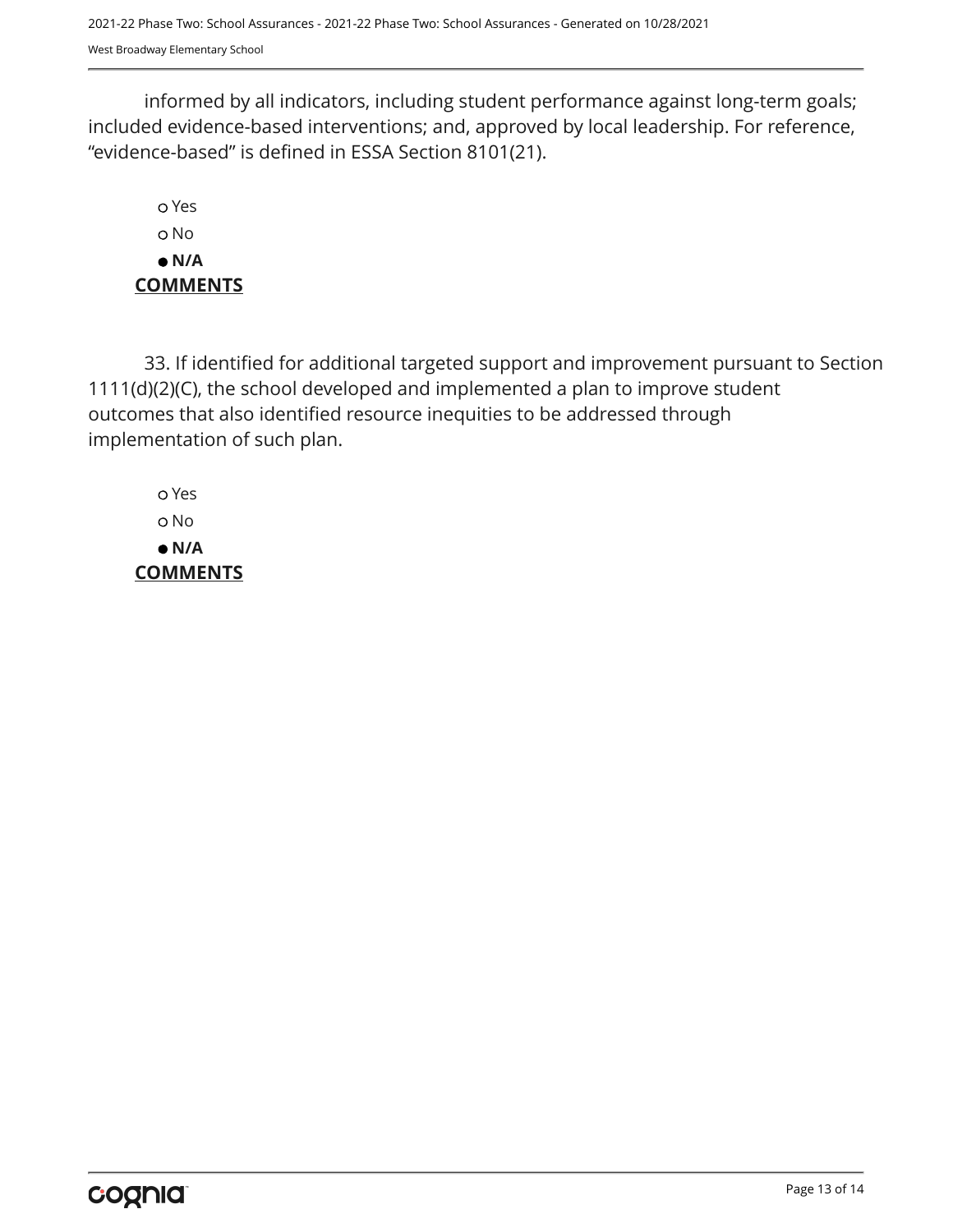informed by all indicators, including student performance against long-term goals; included evidence-based interventions; and, approved by local leadership. For reference, “evidence-based” is defined in ESSA Section 8101(21).

- ○ Yes
- ○ No
- ● **N/A**

**COMMENTS**

33. If identified for additional targeted support and improvement pursuant to Section 1111(d)(2)(C), the school developed and implemented a plan to improve student outcomes that also identified resource inequities to be addressed through implementation of such plan.

- ○ Yes
- ○ No
- ● **N/A**

**COMMENTS**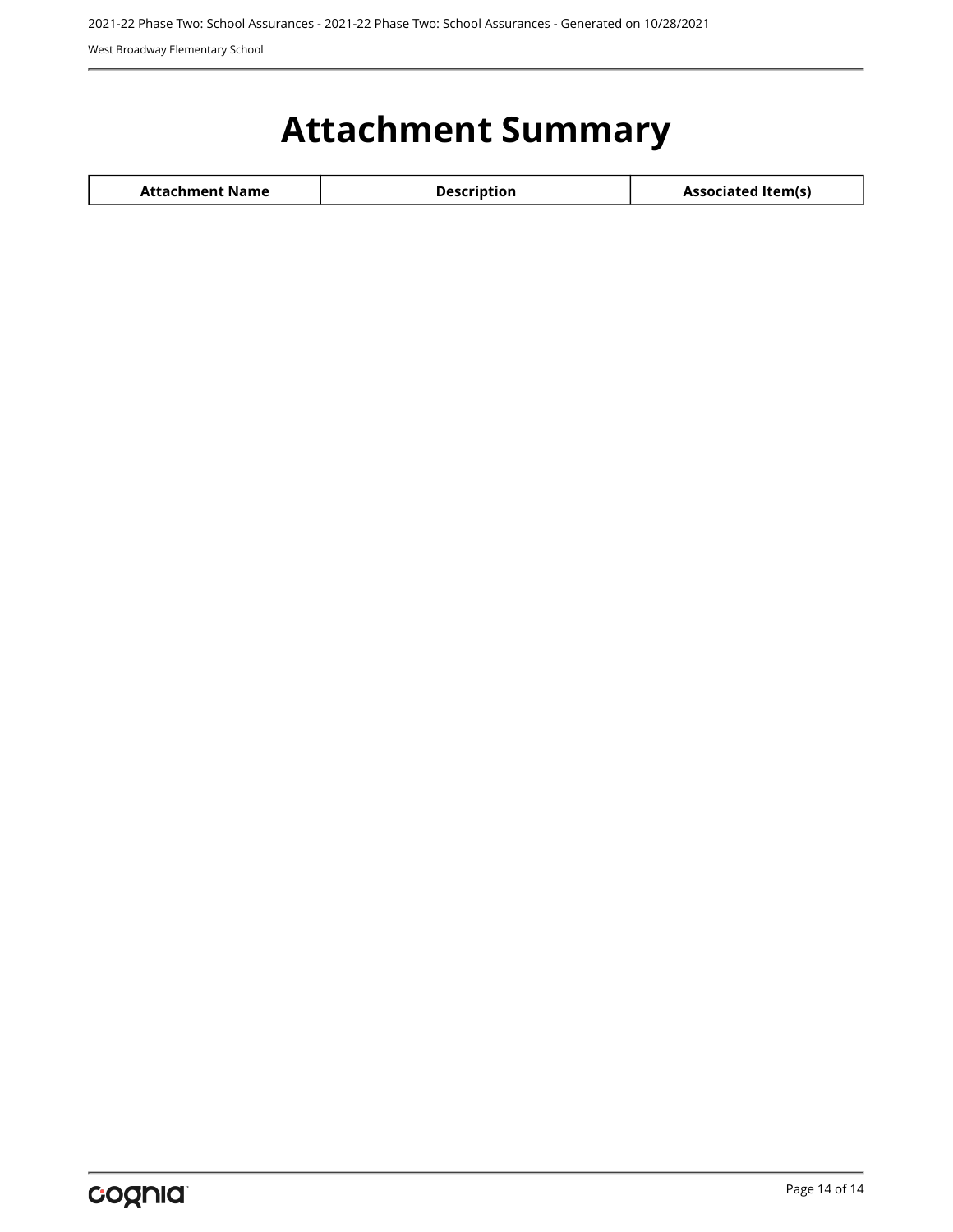# Attachment Summary

| Attachment Name | Description | Associated Item(s) |
|---|---|---|